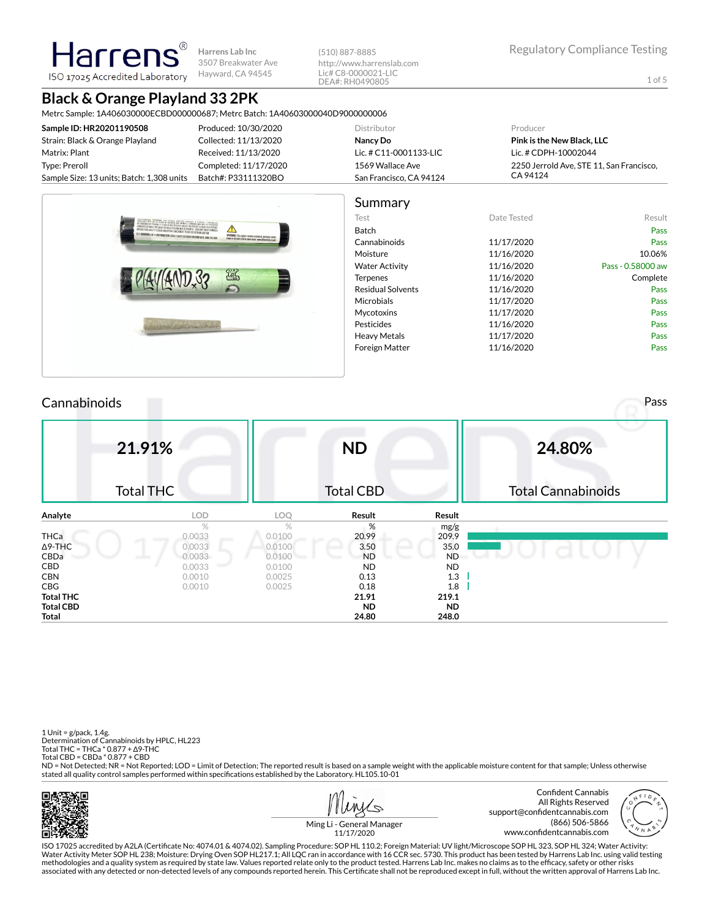Harrens®
ISO 17025 Accredited Laboratory

**Harrens Lab Inc**
3507 Breakwater Ave
Hayward, CA 94545

(510) 887-8885
http://www.harrenslab.com
Lic# C8-0000021-LIC
DEA#: RH0490805

Regulatory Compliance Testing

# Black & Orange Playland 33 2PK

Metrc Sample: 1A406030000ECBD000000687; Metrc Batch: 1A40603000040D9000000006

| | | Distributor | Producer |
|---|---|---|---|
| **Sample ID: HR20201190508** | Produced: 10/30/2020 | **Nancy Do** | **Pink is the New Black, LLC** |
| Strain: Black & Orange Playland | Collected: 11/13/2020 | Lic. # C11-0001133-LIC | Lic. # CDPH-10002044 |
| Matrix: Plant | Received: 11/13/2020 | 1569 Wallace Ave | 2250 Jerrold Ave, STE 11, San Francisco, CA 94124 |
| Type: Preroll | Completed: 11/17/2020 | San Francisco, CA 94124 | |
| Sample Size: 13 units; Batch: 1,308 units | Batch#: P33111320BO | | |

## Summary

| Test | Date Tested | Result |
|---|---|---|
| Batch | | Pass |
| Cannabinoids | 11/17/2020 | Pass |
| Moisture | 11/16/2020 | 10.06% |
| Water Activity | 11/16/2020 | Pass - 0.58000 aw |
| Terpenes | 11/16/2020 | Complete |
| Residual Solvents | 11/16/2020 | Pass |
| Microbials | 11/17/2020 | Pass |
| Mycotoxins | 11/17/2020 | Pass |
| Pesticides | 11/16/2020 | Pass |
| Heavy Metals | 11/17/2020 | Pass |
| Foreign Matter | 11/16/2020 | Pass |

## Cannabinoids

Pass

| 21.91% | ND | 24.80% |
|---|---|---|
| Total THC | Total CBD | Total Cannabinoids |

| Analyte | LOD | LOQ | Result | Result |
|---|---|---|---|---|
| | % | % | % | mg/g |
| THCa | 0.0033 | 0.0100 | 20.99 | 209.9 |
| Δ9-THC | 0.0033 | 0.0100 | 3.50 | 35.0 |
| CBDa | 0.0033 | 0.0100 | ND | ND |
| CBD | 0.0033 | 0.0100 | ND | ND |
| CBN | 0.0010 | 0.0025 | 0.13 | 1.3 |
| CBG | 0.0010 | 0.0025 | 0.18 | 1.8 |
| **Total THC** | | | **21.91** | **219.1** |
| **Total CBD** | | | **ND** | **ND** |
| **Total** | | | **24.80** | **248.0** |

1 Unit = g/pack, 1.4g.
Determination of Cannabinoids by HPLC, HL223
Total THC = THCa * 0.877 + Δ9-THC
Total CBD = CBDa * 0.877 + CBD
ND = Not Detected; NR = Not Reported; LOD = Limit of Detection; The reported result is based on a sample weight with the applicable moisture content for that sample; Unless otherwise stated all quality control samples performed within specifications established by the Laboratory. HL105.10-01

Ming Li - General Manager
11/17/2020

Confident Cannabis
All Rights Reserved
support@confidentcannabis.com
(866) 506-5866
www.confidentcannabis.com

ISO 17025 accredited by A2LA (Certificate No: 4074.01 & 4074.02). Sampling Procedure: SOP HL 110.2; Foreign Material: UV light/Microscope SOP HL 323, SOP HL 324; Water Activity: Water Activity Meter SOP HL 238; Moisture: Drying Oven SOP HL217.1; All LQC ran in accordance with 16 CCR sec. 5730. This product has been tested by Harrens Lab Inc. using valid testing methodologies and a quality system as required by state law. Values reported relate only to the product tested. Harrens Lab Inc. makes no claims as to the efficacy, safety or other risks associated with any detected or non-detected levels of any compounds reported herein. This Certificate shall not be reproduced except in full, without the written approval of Harrens Lab Inc.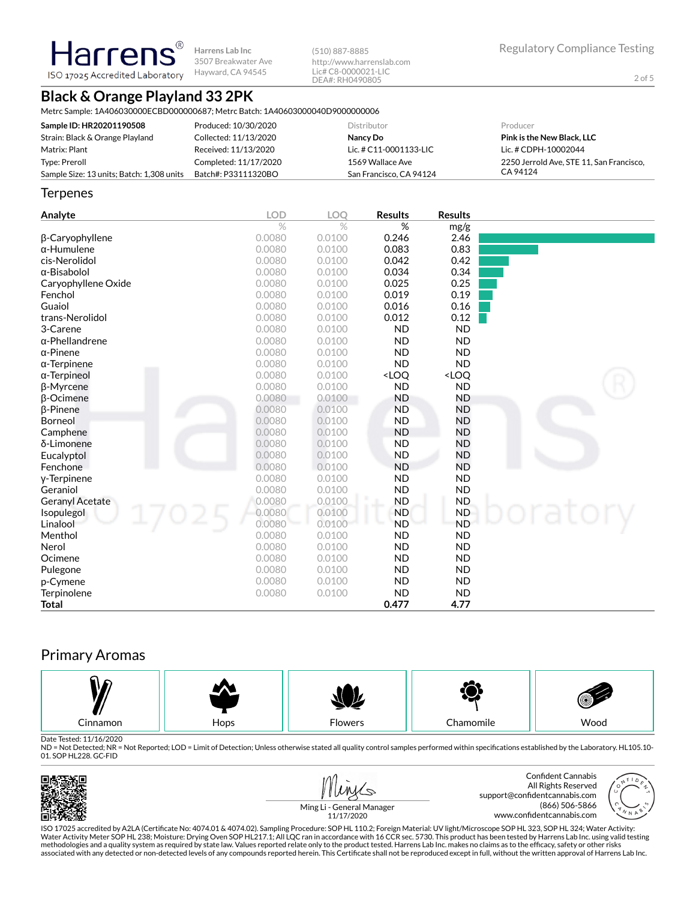Harrens
ISO 17025 Accredited Laboratory

Harrens Lab Inc
3507 Breakwater Ave
Hayward, CA 94545

(510) 887-8885
http://www.harrenslab.com
Lic# C8-0000021-LIC
DEA#: RH0490805

Regulatory Compliance Testing

# Black & Orange Playland 33 2PK

Metrc Sample: 1A406030000ECBD000000687; Metrc Batch: 1A40603000040D9000000006

| | | Distributor | Producer |
|---|---|---|---|
| **Sample ID: HR20201190508** | Produced: 10/30/2020 | **Nancy Do** | **Pink is the New Black, LLC** |
| Strain: Black & Orange Playland | Collected: 11/13/2020 | Lic. # C11-0001133-LIC | Lic. # CDPH-10002044 |
| Matrix: Plant | Received: 11/13/2020 | 1569 Wallace Ave | 2250 Jerrold Ave, STE 11, San Francisco, CA 94124 |
| Type: Preroll | Completed: 11/17/2020 | San Francisco, CA 94124 | |
| Sample Size: 13 units; Batch: 1,308 units | Batch#: P33111320BO | | |

## Terpenes

| Analyte | LOD | LOQ | Results | Results |
|---|---|---|---|---|
| | % | % | % | mg/g |
| β-Caryophyllene | 0.0080 | 0.0100 | 0.246 | 2.46 |
| α-Humulene | 0.0080 | 0.0100 | 0.083 | 0.83 |
| cis-Nerolidol | 0.0080 | 0.0100 | 0.042 | 0.42 |
| α-Bisabolol | 0.0080 | 0.0100 | 0.034 | 0.34 |
| Caryophyllene Oxide | 0.0080 | 0.0100 | 0.025 | 0.25 |
| Fenchol | 0.0080 | 0.0100 | 0.019 | 0.19 |
| Guaiol | 0.0080 | 0.0100 | 0.016 | 0.16 |
| trans-Nerolidol | 0.0080 | 0.0100 | 0.012 | 0.12 |
| 3-Carene | 0.0080 | 0.0100 | ND | ND |
| α-Phellandrene | 0.0080 | 0.0100 | ND | ND |
| α-Pinene | 0.0080 | 0.0100 | ND | ND |
| α-Terpinene | 0.0080 | 0.0100 | ND | ND |
| α-Terpineol | 0.0080 | 0.0100 | <LOQ | <LOQ |
| β-Myrcene | 0.0080 | 0.0100 | ND | ND |
| β-Ocimene | 0.0080 | 0.0100 | ND | ND |
| β-Pinene | 0.0080 | 0.0100 | ND | ND |
| Borneol | 0.0080 | 0.0100 | ND | ND |
| Camphene | 0.0080 | 0.0100 | ND | ND |
| δ-Limonene | 0.0080 | 0.0100 | ND | ND |
| Eucalyptol | 0.0080 | 0.0100 | ND | ND |
| Fenchone | 0.0080 | 0.0100 | ND | ND |
| γ-Terpinene | 0.0080 | 0.0100 | ND | ND |
| Geraniol | 0.0080 | 0.0100 | ND | ND |
| Geranyl Acetate | 0.0080 | 0.0100 | ND | ND |
| Isopulegol | 0.0080 | 0.0100 | ND | ND |
| Linalool | 0.0080 | 0.0100 | ND | ND |
| Menthol | 0.0080 | 0.0100 | ND | ND |
| Nerol | 0.0080 | 0.0100 | ND | ND |
| Ocimene | 0.0080 | 0.0100 | ND | ND |
| Pulegone | 0.0080 | 0.0100 | ND | ND |
| p-Cymene | 0.0080 | 0.0100 | ND | ND |
| Terpinolene | 0.0080 | 0.0100 | ND | ND |
| **Total** | | | **0.477** | **4.77** |

## Primary Aromas

Cinnamon | Hops | Flowers | Chamomile | Wood

Date Tested: 11/16/2020
ND = Not Detected; NR = Not Reported; LOD = Limit of Detection; Unless otherwise stated all quality control samples performed within specifications established by the Laboratory. HL105.10-01. SOP HL228. GC-FID

Ming Li - General Manager
11/17/2020

Confident Cannabis
All Rights Reserved
support@confidentcannabis.com
(866) 506-5866
www.confidentcannabis.com

ISO 17025 accredited by A2LA (Certificate No: 4074.01 & 4074.02). Sampling Procedure: SOP HL 110.2; Foreign Material: UV light/Microscope SOP HL 323, SOP HL 324; Water Activity: Water Activity Meter SOP HL 238; Moisture: Drying Oven SOP HL217.1; All LQC ran in accordance with 16 CCR sec. 5730. This product has been tested by Harrens Lab Inc. using valid testing methodologies and a quality system as required by state law. Values reported relate only to the product tested. Harrens Lab Inc. makes no claims as to the efficacy, safety or other risks associated with any detected or non-detected levels of any compounds reported herein. This Certificate shall not be reproduced except in full, without the written approval of Harrens Lab Inc.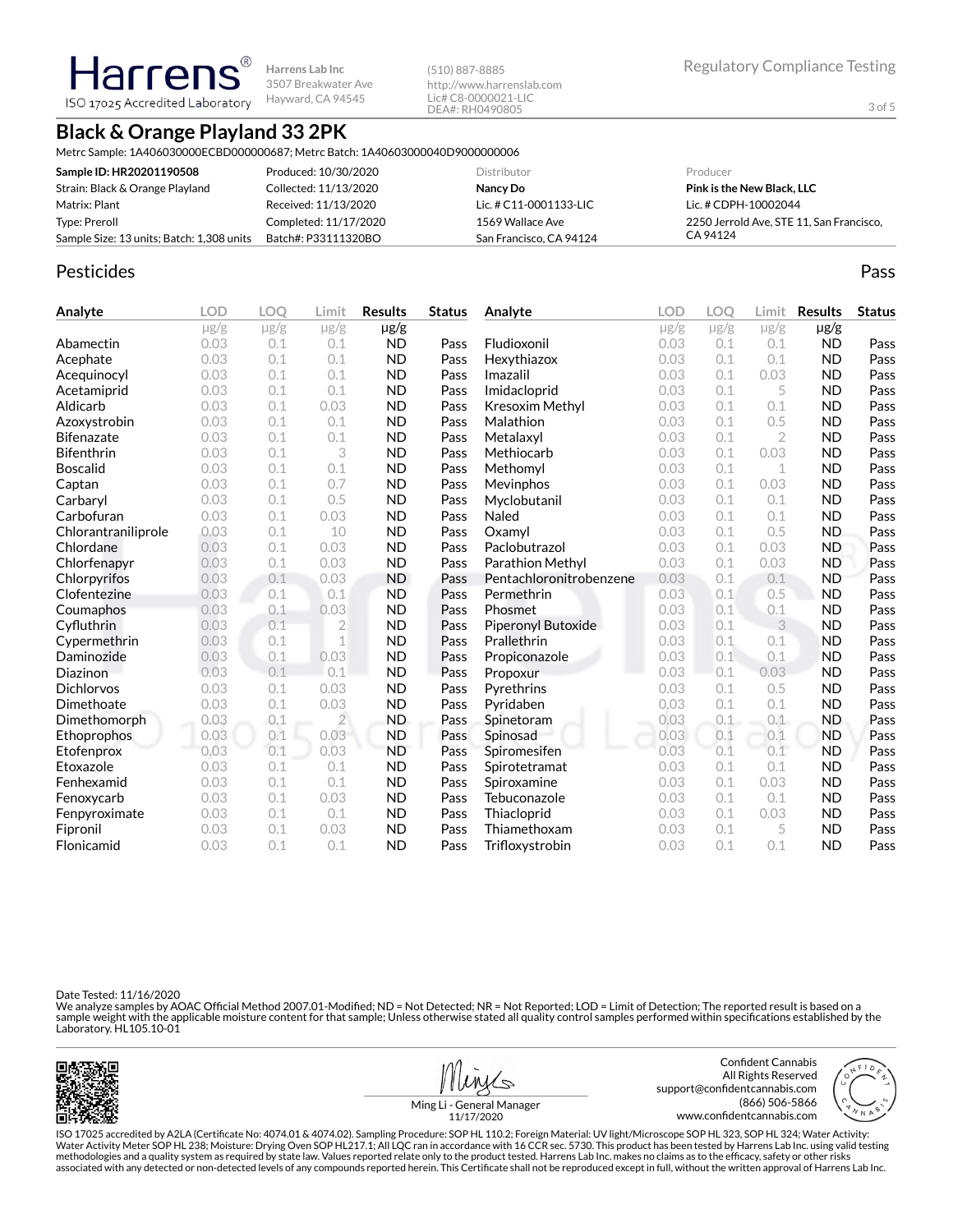Harrens Lab Inc
3507 Breakwater Ave
Hayward, CA 94545

(510) 887-8885
http://www.harrenslab.com
Lic# C8-0000021-LIC
DEA#: RH0490805

Regulatory Compliance Testing

ISO 17025 Accredited Laboratory

# Black & Orange Playland 33 2PK

Metrc Sample: 1A406030000ECBD000000687; Metrc Batch: 1A40603000040D9000000006

| | | Distributor | Producer |
|---|---|---|---|
| **Sample ID: HR20201190508** | Produced: 10/30/2020 | **Nancy Do** | **Pink is the New Black, LLC** |
| Strain: Black & Orange Playland | Collected: 11/13/2020 | Lic. # C11-0001133-LIC | Lic. # CDPH-10002044 |
| Matrix: Plant | Received: 11/13/2020 | 1569 Wallace Ave | 2250 Jerrold Ave, STE 11, San Francisco, CA 94124 |
| Type: Preroll | Completed: 11/17/2020 | San Francisco, CA 94124 | |
| Sample Size: 13 units; Batch: 1,308 units | Batch#: P33111320BO | | |

## Pesticides

Pass

| Analyte | LOD µg/g | LOQ µg/g | Limit µg/g | Results µg/g | Status |
|---|---|---|---|---|---|
| Abamectin | 0.03 | 0.1 | 0.1 | ND | Pass |
| Acephate | 0.03 | 0.1 | 0.1 | ND | Pass |
| Acequinocyl | 0.03 | 0.1 | 0.1 | ND | Pass |
| Acetamiprid | 0.03 | 0.1 | 0.1 | ND | Pass |
| Aldicarb | 0.03 | 0.1 | 0.03 | ND | Pass |
| Azoxystrobin | 0.03 | 0.1 | 0.1 | ND | Pass |
| Bifenazate | 0.03 | 0.1 | 0.1 | ND | Pass |
| Bifenthrin | 0.03 | 0.1 | 3 | ND | Pass |
| Boscalid | 0.03 | 0.1 | 0.1 | ND | Pass |
| Captan | 0.03 | 0.1 | 0.7 | ND | Pass |
| Carbaryl | 0.03 | 0.1 | 0.5 | ND | Pass |
| Carbofuran | 0.03 | 0.1 | 0.03 | ND | Pass |
| Chlorantraniliprole | 0.03 | 0.1 | 10 | ND | Pass |
| Chlordane | 0.03 | 0.1 | 0.03 | ND | Pass |
| Chlorfenapyr | 0.03 | 0.1 | 0.03 | ND | Pass |
| Chlorpyrifos | 0.03 | 0.1 | 0.03 | ND | Pass |
| Clofentezine | 0.03 | 0.1 | 0.1 | ND | Pass |
| Coumaphos | 0.03 | 0.1 | 0.03 | ND | Pass |
| Cyfluthrin | 0.03 | 0.1 | 2 | ND | Pass |
| Cypermethrin | 0.03 | 0.1 | 1 | ND | Pass |
| Daminozide | 0.03 | 0.1 | 0.03 | ND | Pass |
| Diazinon | 0.03 | 0.1 | 0.1 | ND | Pass |
| Dichlorvos | 0.03 | 0.1 | 0.03 | ND | Pass |
| Dimethoate | 0.03 | 0.1 | 0.03 | ND | Pass |
| Dimethomorph | 0.03 | 0.1 | 2 | ND | Pass |
| Ethoprophos | 0.03 | 0.1 | 0.03 | ND | Pass |
| Etofenprox | 0.03 | 0.1 | 0.03 | ND | Pass |
| Etoxazole | 0.03 | 0.1 | 0.1 | ND | Pass |
| Fenhexamid | 0.03 | 0.1 | 0.1 | ND | Pass |
| Fenoxycarb | 0.03 | 0.1 | 0.03 | ND | Pass |
| Fenpyroximate | 0.03 | 0.1 | 0.1 | ND | Pass |
| Fipronil | 0.03 | 0.1 | 0.03 | ND | Pass |
| Flonicamid | 0.03 | 0.1 | 0.1 | ND | Pass |
| Fludioxonil | 0.03 | 0.1 | 0.1 | ND | Pass |
| Hexythiazox | 0.03 | 0.1 | 0.1 | ND | Pass |
| Imazalil | 0.03 | 0.1 | 0.03 | ND | Pass |
| Imidacloprid | 0.03 | 0.1 | 5 | ND | Pass |
| Kresoxim Methyl | 0.03 | 0.1 | 0.1 | ND | Pass |
| Malathion | 0.03 | 0.1 | 0.5 | ND | Pass |
| Metalaxyl | 0.03 | 0.1 | 2 | ND | Pass |
| Methiocarb | 0.03 | 0.1 | 0.03 | ND | Pass |
| Methomyl | 0.03 | 0.1 | 1 | ND | Pass |
| Mevinphos | 0.03 | 0.1 | 0.03 | ND | Pass |
| Myclobutanil | 0.03 | 0.1 | 0.1 | ND | Pass |
| Naled | 0.03 | 0.1 | 0.1 | ND | Pass |
| Oxamyl | 0.03 | 0.1 | 0.5 | ND | Pass |
| Paclobutrazol | 0.03 | 0.1 | 0.03 | ND | Pass |
| Parathion Methyl | 0.03 | 0.1 | 0.03 | ND | Pass |
| Pentachloronitrobenzene | 0.03 | 0.1 | 0.1 | ND | Pass |
| Permethrin | 0.03 | 0.1 | 0.5 | ND | Pass |
| Phosmet | 0.03 | 0.1 | 0.1 | ND | Pass |
| Piperonyl Butoxide | 0.03 | 0.1 | 3 | ND | Pass |
| Prallethrin | 0.03 | 0.1 | 0.1 | ND | Pass |
| Propiconazole | 0.03 | 0.1 | 0.1 | ND | Pass |
| Propoxur | 0.03 | 0.1 | 0.03 | ND | Pass |
| Pyrethrins | 0.03 | 0.1 | 0.5 | ND | Pass |
| Pyridaben | 0.03 | 0.1 | 0.1 | ND | Pass |
| Spinetoram | 0.03 | 0.1 | 0.1 | ND | Pass |
| Spinosad | 0.03 | 0.1 | 0.1 | ND | Pass |
| Spiromesifen | 0.03 | 0.1 | 0.1 | ND | Pass |
| Spirotetramat | 0.03 | 0.1 | 0.1 | ND | Pass |
| Spiroxamine | 0.03 | 0.1 | 0.03 | ND | Pass |
| Tebuconazole | 0.03 | 0.1 | 0.1 | ND | Pass |
| Thiacloprid | 0.03 | 0.1 | 0.03 | ND | Pass |
| Thiamethoxam | 0.03 | 0.1 | 5 | ND | Pass |
| Trifloxystrobin | 0.03 | 0.1 | 0.1 | ND | Pass |

Date Tested: 11/16/2020

We analyze samples by AOAC Official Method 2007.01-Modified; ND = Not Detected; NR = Not Reported; LOD = Limit of Detection; The reported result is based on a sample weight with the applicable moisture content for that sample; Unless otherwise stated all quality control samples performed within specifications established by the Laboratory. HL105.10-01

Ming Li - General Manager
11/17/2020

Confident Cannabis
All Rights Reserved
support@confidentcannabis.com
(866) 506-5866
www.confidentcannabis.com

ISO 17025 accredited by A2LA (Certificate No: 4074.01 & 4074.02). Sampling Procedure: SOP HL 110.2; Foreign Material: UV light/Microscope SOP HL 323, SOP HL 324; Water Activity: Water Activity Meter SOP HL 238; Moisture: Drying Oven SOP HL217.1; All LQC ran in accordance with 16 CCR sec. 5730. This product has been tested by Harrens Lab Inc. using valid testing methodologies and a quality system as required by state law. Values reported relate only to the product tested. Harrens Lab Inc. makes no claims as to the efficacy, safety or other risks associated with any detected or non-detected levels of any compounds reported herein. This Certificate shall not be reproduced except in full, without the written approval of Harrens Lab Inc.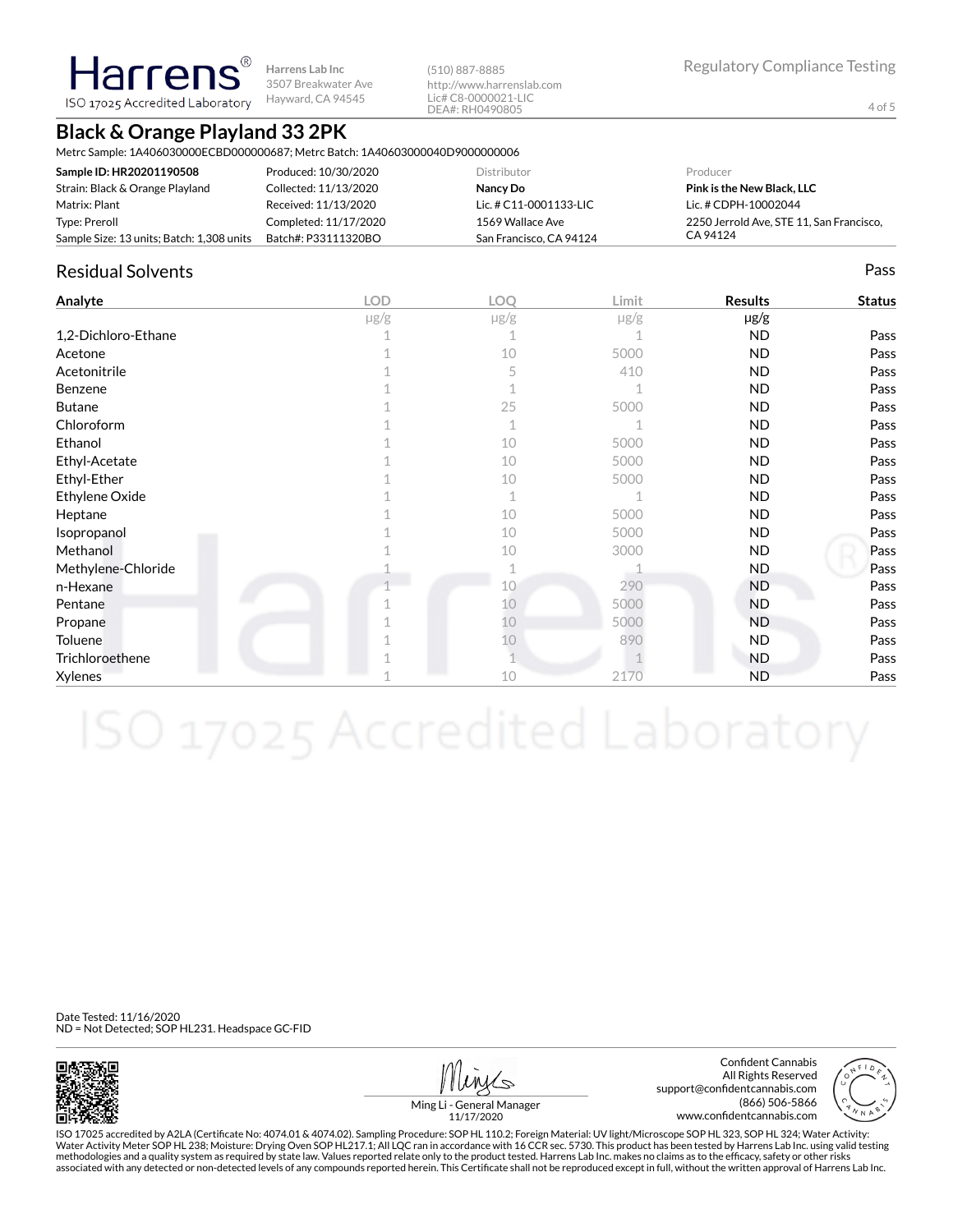Harrens®
ISO 17025 Accredited Laboratory

Harrens Lab Inc
3507 Breakwater Ave
Hayward, CA 94545

(510) 887-8885
http://www.harrenslab.com
Lic# C8-0000021-LIC
DEA#: RH0490805

Regulatory Compliance Testing

# Black & Orange Playland 33 2PK

Metrc Sample: 1A406030000ECBD000000687; Metrc Batch: 1A40603000040D9000000006

| | | Distributor | Producer |
|---|---|---|---|
| **Sample ID: HR20201190508** | Produced: 10/30/2020 | **Nancy Do** | **Pink is the New Black, LLC** |
| Strain: Black & Orange Playland | Collected: 11/13/2020 | Lic. # C11-0001133-LIC | Lic. # CDPH-10002044 |
| Matrix: Plant | Received: 11/13/2020 | 1569 Wallace Ave | 2250 Jerrold Ave, STE 11, San Francisco, CA 94124 |
| Type: Preroll | Completed: 11/17/2020 | San Francisco, CA 94124 | |
| Sample Size: 13 units; Batch: 1,308 units | Batch#: P33111320BO | | |

## Residual Solvents

Pass

| Analyte | LOD | LOQ | Limit | Results | Status |
|---|---|---|---|---|---|
| | μg/g | μg/g | μg/g | μg/g | |
| 1,2-Dichloro-Ethane | 1 | 1 | 1 | ND | Pass |
| Acetone | 1 | 10 | 5000 | ND | Pass |
| Acetonitrile | 1 | 5 | 410 | ND | Pass |
| Benzene | 1 | 1 | 1 | ND | Pass |
| Butane | 1 | 25 | 5000 | ND | Pass |
| Chloroform | 1 | 1 | 1 | ND | Pass |
| Ethanol | 1 | 10 | 5000 | ND | Pass |
| Ethyl-Acetate | 1 | 10 | 5000 | ND | Pass |
| Ethyl-Ether | 1 | 10 | 5000 | ND | Pass |
| Ethylene Oxide | 1 | 1 | 1 | ND | Pass |
| Heptane | 1 | 10 | 5000 | ND | Pass |
| Isopropanol | 1 | 10 | 5000 | ND | Pass |
| Methanol | 1 | 10 | 3000 | ND | Pass |
| Methylene-Chloride | 1 | 1 | 1 | ND | Pass |
| n-Hexane | 1 | 10 | 290 | ND | Pass |
| Pentane | 1 | 10 | 5000 | ND | Pass |
| Propane | 1 | 10 | 5000 | ND | Pass |
| Toluene | 1 | 10 | 890 | ND | Pass |
| Trichloroethene | 1 | 1 | 1 | ND | Pass |
| Xylenes | 1 | 10 | 2170 | ND | Pass |

Date Tested: 11/16/2020
ND = Not Detected; SOP HL231. Headspace GC-FID

Ming Li - General Manager
11/17/2020

Confident Cannabis
All Rights Reserved
support@confidentcannabis.com
(866) 506-5866
www.confidentcannabis.com

ISO 17025 accredited by A2LA (Certificate No: 4074.01 & 4074.02). Sampling Procedure: SOP HL 110.2; Foreign Material: UV light/Microscope SOP HL 323, SOP HL 324; Water Activity: Water Activity Meter SOP HL 238; Moisture: Drying Oven SOP HL217.1; All LQC ran in accordance with 16 CCR sec. 5730. This product has been tested by Harrens Lab Inc. using valid testing methodologies and a quality system as required by state law. Values reported relate only to the product tested. Harrens Lab Inc. makes no claims as to the efficacy, safety or other risks associated with any detected or non-detected levels of any compounds reported herein. This Certificate shall not be reproduced except in full, without the written approval of Harrens Lab Inc.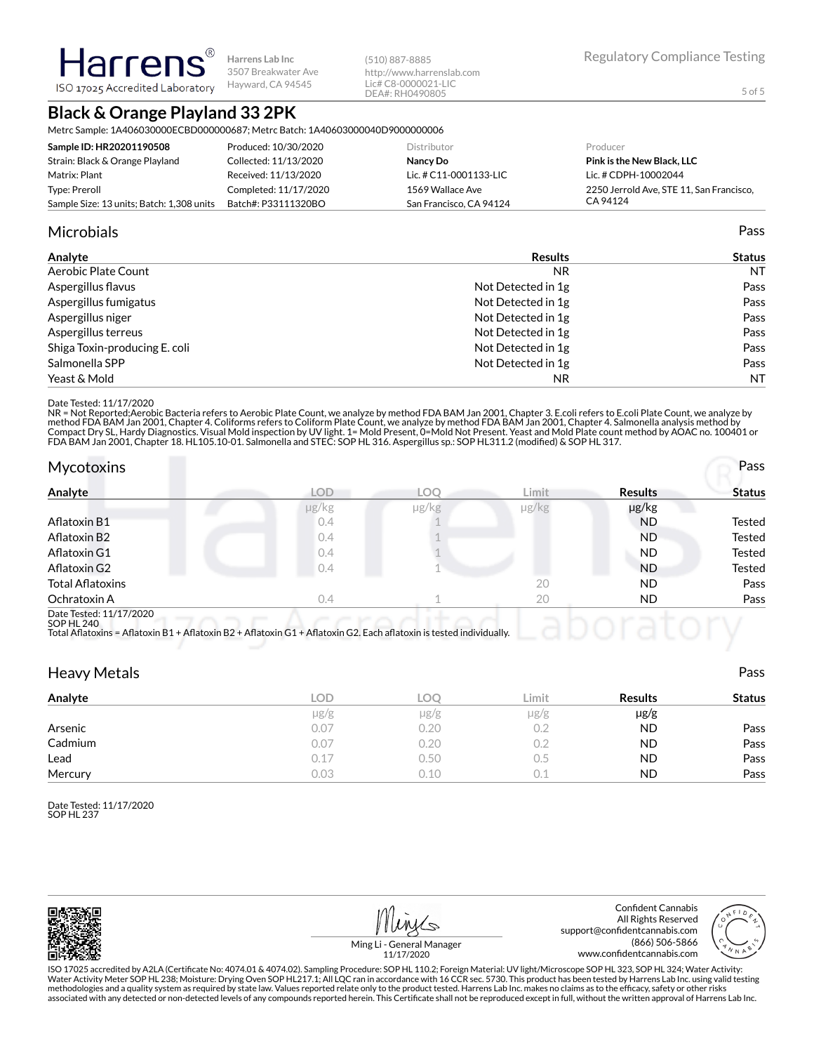Harrens® ISO 17025 Accredited Laboratory

Harrens Lab Inc
3507 Breakwater Ave
Hayward, CA 94545

(510) 887-8885
http://www.harrenslab.com
Lic# C8-0000021-LIC
DEA#: RH0490805

Regulatory Compliance Testing

# Black & Orange Playland 33 2PK

Metrc Sample: 1A406030000ECBD000000687; Metrc Batch: 1A40603000040D9000000006

| | | Distributor | Producer |
|---|---|---|---|
| **Sample ID: HR20201190508** | Produced: 10/30/2020 | **Nancy Do** | **Pink is the New Black, LLC** |
| Strain: Black & Orange Playland | Collected: 11/13/2020 | Lic. # C11-0001133-LIC | Lic. # CDPH-10002044 |
| Matrix: Plant | Received: 11/13/2020 | 1569 Wallace Ave | 2250 Jerrold Ave, STE 11, San Francisco, CA 94124 |
| Type: Preroll | Completed: 11/17/2020 | San Francisco, CA 94124 | |
| Sample Size: 13 units; Batch: 1,308 units | Batch#: P33111320BO | | |

## Microbials

Pass

| Analyte | Results | Status |
|---|---|---|
| Aerobic Plate Count | NR | NT |
| Aspergillus flavus | Not Detected in 1g | Pass |
| Aspergillus fumigatus | Not Detected in 1g | Pass |
| Aspergillus niger | Not Detected in 1g | Pass |
| Aspergillus terreus | Not Detected in 1g | Pass |
| Shiga Toxin-producing E. coli | Not Detected in 1g | Pass |
| Salmonella SPP | Not Detected in 1g | Pass |
| Yeast & Mold | NR | NT |

Date Tested: 11/17/2020
NR = Not Reported;Aerobic Bacteria refers to Aerobic Plate Count, we analyze by method FDA BAM Jan 2001, Chapter 3. E.coli refers to E.coli Plate Count, we analyze by method FDA BAM Jan 2001, Chapter 4. Coliforms refers to Coliform Plate Count, we analyze by method FDA BAM Jan 2001, Chapter 4. Salmonella analysis method by Compact Dry SL, Hardy Diagnostics. Visual Mold inspection by UV light. 1= Mold Present, 0=Mold Not Present. Yeast and Mold Plate count method by AOAC no. 100401 or FDA BAM Jan 2001, Chapter 18. HL105.10-01. Salmonella and STEC: SOP HL 316. Aspergillus sp.: SOP HL311.2 (modified) & SOP HL 317.

## Mycotoxins

Pass

| Analyte | LOD | LOQ | Limit | Results | Status |
|---|---|---|---|---|---|
| | μg/kg | μg/kg | μg/kg | μg/kg | |
| Aflatoxin B1 | 0.4 | 1 | | ND | Tested |
| Aflatoxin B2 | 0.4 | 1 | | ND | Tested |
| Aflatoxin G1 | 0.4 | 1 | | ND | Tested |
| Aflatoxin G2 | 0.4 | 1 | | ND | Tested |
| Total Aflatoxins | | | 20 | ND | Pass |
| Ochratoxin A | 0.4 | 1 | 20 | ND | Pass |

Date Tested: 11/17/2020
SOP HL 240
Total Aflatoxins = Aflatoxin B1 + Aflatoxin B2 + Aflatoxin G1 + Aflatoxin G2. Each aflatoxin is tested individually.

## Heavy Metals

Pass

| Analyte | LOD | LOQ | Limit | Results | Status |
|---|---|---|---|---|---|
| | μg/g | μg/g | μg/g | μg/g | |
| Arsenic | 0.07 | 0.20 | 0.2 | ND | Pass |
| Cadmium | 0.07 | 0.20 | 0.2 | ND | Pass |
| Lead | 0.17 | 0.50 | 0.5 | ND | Pass |
| Mercury | 0.03 | 0.10 | 0.1 | ND | Pass |

Date Tested: 11/17/2020
SOP HL 237

Ming Li - General Manager
11/17/2020

Confident Cannabis
All Rights Reserved
support@confidentcannabis.com
(866) 506-5866
www.confidentcannabis.com

ISO 17025 accredited by A2LA (Certificate No: 4074.01 & 4074.02). Sampling Procedure: SOP HL 110.2; Foreign Material: UV light/Microscope SOP HL 323, SOP HL 324; Water Activity: Water Activity Meter SOP HL 238; Moisture: Drying Oven SOP HL217.1; All LQC ran in accordance with 16 CCR sec. 5730. This product has been tested by Harrens Lab Inc. using valid testing methodologies and a quality system as required by state law. Values reported relate only to the product tested. Harrens Lab Inc. makes no claims as to the efficacy, safety or other risks associated with any detected or non-detected levels of any compounds reported herein. This Certificate shall not be reproduced except in full, without the written approval of Harrens Lab Inc.